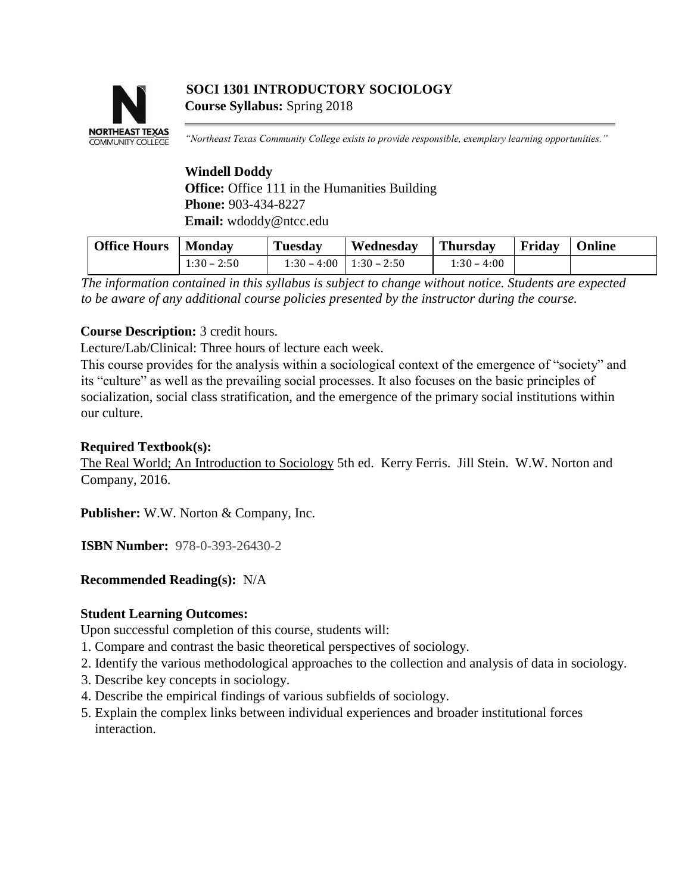# SOCI 1301 INTRODUCTORY SOCIOLOGY

**Course Syllabus:** Spring 2018

*"Northeast Texas Community College exists to provide responsible, exemplary learning opportunities."*

**Windell Doddy**
**Office:** Office 111 in the Humanities Building
**Phone:** 903-434-8227
**Email:** wdoddy@ntcc.edu

| Office Hours | Monday | Tuesday | Wednesday | Thursday | Friday | Online |
|---|---|---|---|---|---|---|
| | 1:30 – 2:50 | 1:30 – 4:00 | 1:30 – 2:50 | 1:30 – 4:00 | | |

*The information contained in this syllabus is subject to change without notice. Students are expected to be aware of any additional course policies presented by the instructor during the course.*

**Course Description:** 3 credit hours.

Lecture/Lab/Clinical: Three hours of lecture each week.

This course provides for the analysis within a sociological context of the emergence of "society" and its "culture" as well as the prevailing social processes. It also focuses on the basic principles of socialization, social class stratification, and the emergence of the primary social institutions within our culture.

**Required Textbook(s):**

The Real World; An Introduction to Sociology 5th ed. Kerry Ferris. Jill Stein. W.W. Norton and Company, 2016.

**Publisher:** W.W. Norton & Company, Inc.

**ISBN Number:** 978-0-393-26430-2

**Recommended Reading(s):** N/A

**Student Learning Outcomes:**

Upon successful completion of this course, students will:

1. Compare and contrast the basic theoretical perspectives of sociology.
2. Identify the various methodological approaches to the collection and analysis of data in sociology.
3. Describe key concepts in sociology.
4. Describe the empirical findings of various subfields of sociology.
5. Explain the complex links between individual experiences and broader institutional forces interaction.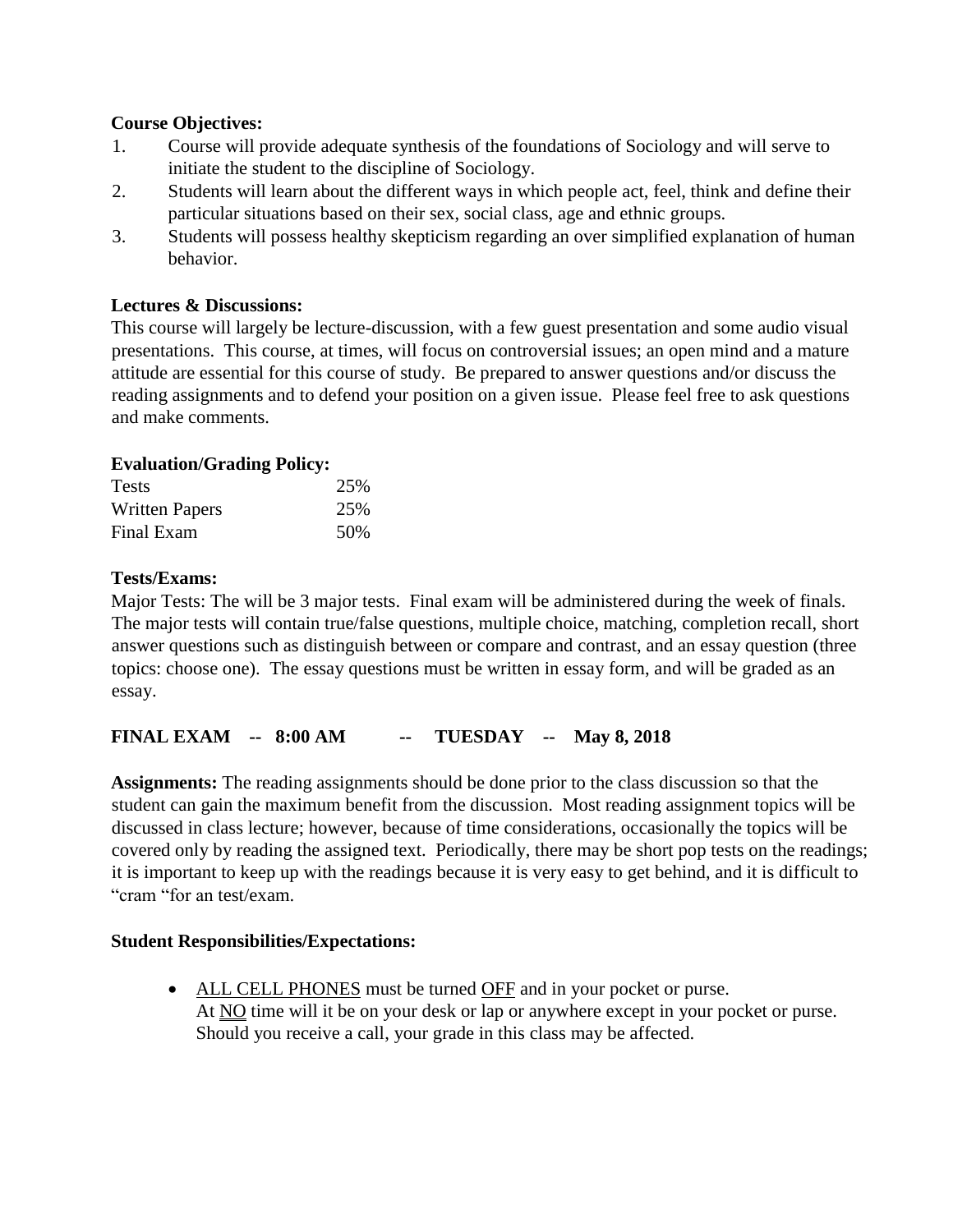**Course Objectives:**

1. Course will provide adequate synthesis of the foundations of Sociology and will serve to initiate the student to the discipline of Sociology.
2. Students will learn about the different ways in which people act, feel, think and define their particular situations based on their sex, social class, age and ethnic groups.
3. Students will possess healthy skepticism regarding an over simplified explanation of human behavior.

**Lectures & Discussions:**

This course will largely be lecture-discussion, with a few guest presentation and some audio visual presentations. This course, at times, will focus on controversial issues; an open mind and a mature attitude are essential for this course of study. Be prepared to answer questions and/or discuss the reading assignments and to defend your position on a given issue. Please feel free to ask questions and make comments.

**Evaluation/Grading Policy:**

| | |
|---|---|
| Tests | 25% |
| Written Papers | 25% |
| Final Exam | 50% |

**Tests/Exams:**

Major Tests: The will be 3 major tests. Final exam will be administered during the week of finals. The major tests will contain true/false questions, multiple choice, matching, completion recall, short answer questions such as distinguish between or compare and contrast, and an essay question (three topics: choose one). The essay questions must be written in essay form, and will be graded as an essay.

**FINAL EXAM -- 8:00 AM -- TUESDAY -- May 8, 2018**

**Assignments:** The reading assignments should be done prior to the class discussion so that the student can gain the maximum benefit from the discussion. Most reading assignment topics will be discussed in class lecture; however, because of time considerations, occasionally the topics will be covered only by reading the assigned text. Periodically, there may be short pop tests on the readings; it is important to keep up with the readings because it is very easy to get behind, and it is difficult to "cram "for an test/exam.

**Student Responsibilities/Expectations:**

- <u>ALL CELL PHONES</u> must be turned <u>OFF</u> and in your pocket or purse. At <u>NO</u> time will it be on your desk or lap or anywhere except in your pocket or purse. Should you receive a call, your grade in this class may be affected.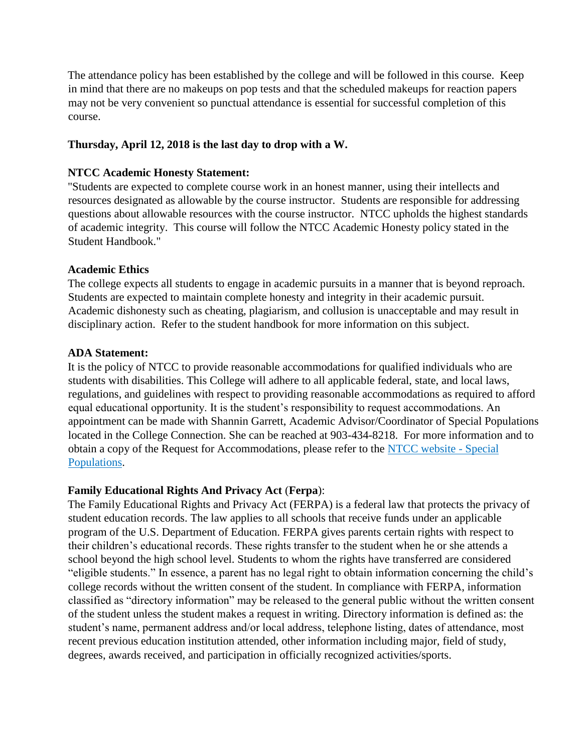The attendance policy has been established by the college and will be followed in this course. Keep in mind that there are no makeups on pop tests and that the scheduled makeups for reaction papers may not be very convenient so punctual attendance is essential for successful completion of this course.

**Thursday, April 12, 2018 is the last day to drop with a W.**

**NTCC Academic Honesty Statement:**

"Students are expected to complete course work in an honest manner, using their intellects and resources designated as allowable by the course instructor. Students are responsible for addressing questions about allowable resources with the course instructor. NTCC upholds the highest standards of academic integrity. This course will follow the NTCC Academic Honesty policy stated in the Student Handbook."

**Academic Ethics**

The college expects all students to engage in academic pursuits in a manner that is beyond reproach. Students are expected to maintain complete honesty and integrity in their academic pursuit. Academic dishonesty such as cheating, plagiarism, and collusion is unacceptable and may result in disciplinary action. Refer to the student handbook for more information on this subject.

**ADA Statement:**

It is the policy of NTCC to provide reasonable accommodations for qualified individuals who are students with disabilities. This College will adhere to all applicable federal, state, and local laws, regulations, and guidelines with respect to providing reasonable accommodations as required to afford equal educational opportunity. It is the student's responsibility to request accommodations. An appointment can be made with Shannin Garrett, Academic Advisor/Coordinator of Special Populations located in the College Connection. She can be reached at 903-434-8218. For more information and to obtain a copy of the Request for Accommodations, please refer to the NTCC website - Special Populations.

**Family Educational Rights And Privacy Act** (**Ferpa**):

The Family Educational Rights and Privacy Act (FERPA) is a federal law that protects the privacy of student education records. The law applies to all schools that receive funds under an applicable program of the U.S. Department of Education. FERPA gives parents certain rights with respect to their children's educational records. These rights transfer to the student when he or she attends a school beyond the high school level. Students to whom the rights have transferred are considered "eligible students." In essence, a parent has no legal right to obtain information concerning the child's college records without the written consent of the student. In compliance with FERPA, information classified as "directory information" may be released to the general public without the written consent of the student unless the student makes a request in writing. Directory information is defined as: the student's name, permanent address and/or local address, telephone listing, dates of attendance, most recent previous education institution attended, other information including major, field of study, degrees, awards received, and participation in officially recognized activities/sports.